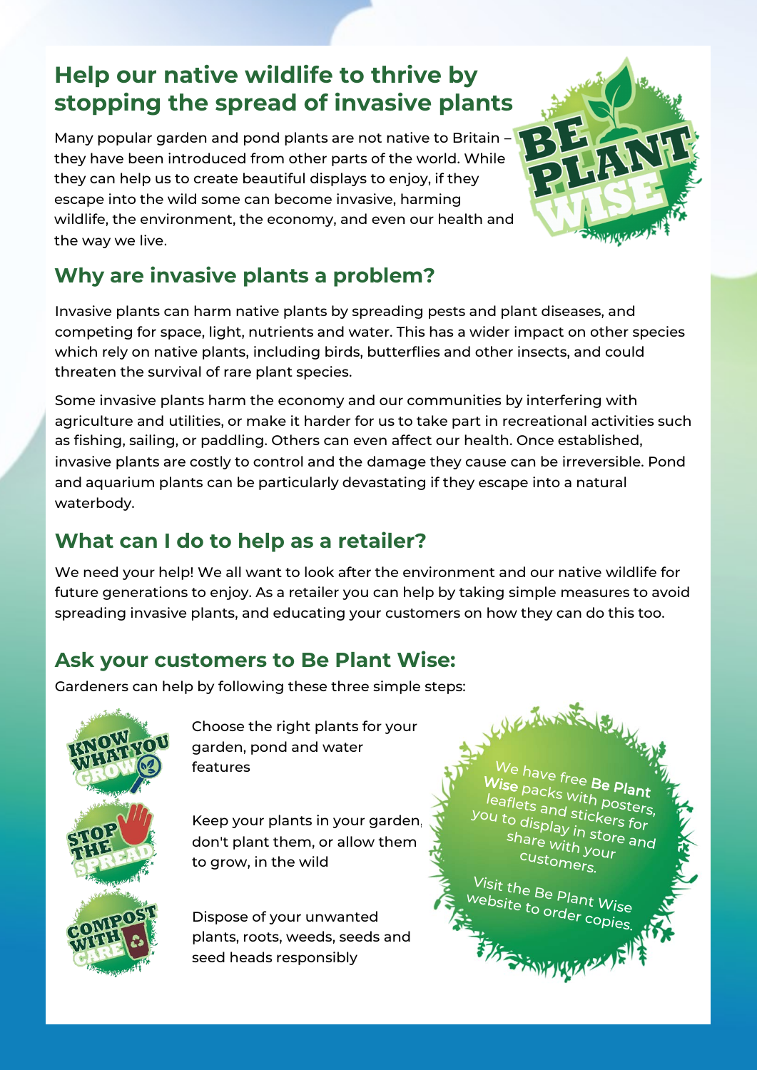# Help our native wildlife to thrive by stopping the spread of invasive plants

Many popular garden and pond plants are not native to Britain – they have been introduced from other parts of the world. While they can help us to create beautiful displays to enjoy, if they escape into the wild some can become invasive, harming wildlife, the environment, the economy, and even our health and the way we live.

## Why are invasive plants a problem?

Invasive plants can harm native plants by spreading pests and plant diseases, and competing for space, light, nutrients and water. This has a wider impact on other species which rely on native plants, including birds, butterflies and other insects, and could threaten the survival of rare plant species.

Some invasive plants harm the economy and our communities by interfering with agriculture and utilities, or make it harder for us to take part in recreational activities such as fishing, sailing, or paddling. Others can even affect our health. Once established, invasive plants are costly to control and the damage they cause can be irreversible. Pond and aquarium plants can be particularly devastating if they escape into a natural waterbody.

## What can I do to help as a retailer?

We need your help! We all want to look after the environment and our native wildlife for future generations to enjoy. As a retailer you can help by taking simple measures to avoid spreading invasive plants, and educating your customers on how they can do this too.

## Ask your customers to Be Plant Wise:

Gardeners can help by following these three simple steps:

- **KNOW WHAT YOU GROW** – Choose the right plants for your garden, pond and water features
- **STOP THE SPREAD** – Keep your plants in your garden, don't plant them, or allow them to grow, in the wild
- **COMPOST WITH CARE** – Dispose of your unwanted plants, roots, weeds, seeds and seed heads responsibly

We have free **Be Plant Wise** packs with posters, leaflets and stickers for you to display in store and share with your customers.

Visit the Be Plant Wise website to order copies.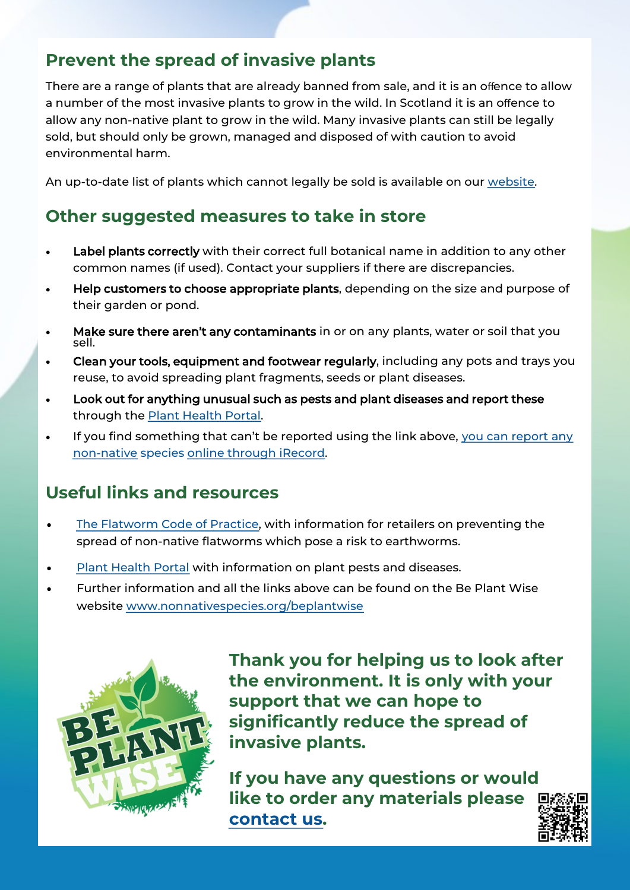## Prevent the spread of invasive plants

There are a range of plants that are already banned from sale, and it is an offence to allow a number of the most invasive plants to grow in the wild. In Scotland it is an offence to allow any non-native plant to grow in the wild. Many invasive plants can still be legally sold, but should only be grown, managed and disposed of with caution to avoid environmental harm.

An up-to-date list of plants which cannot legally be sold is available on our website.

## Other suggested measures to take in store

- **Label plants correctly** with their correct full botanical name in addition to any other common names (if used). Contact your suppliers if there are discrepancies.
- **Help customers to choose appropriate plants**, depending on the size and purpose of their garden or pond.
- **Make sure there aren't any contaminants** in or on any plants, water or soil that you sell.
- **Clean your tools, equipment and footwear regularly**, including any pots and trays you reuse, to avoid spreading plant fragments, seeds or plant diseases.
- **Look out for anything unusual such as pests and plant diseases and report these** through the Plant Health Portal.
- If you find something that can't be reported using the link above, you can report any non-native species online through iRecord.

## Useful links and resources

- The Flatworm Code of Practice, with information for retailers on preventing the spread of non-native flatworms which pose a risk to earthworms.
- Plant Health Portal with information on plant pests and diseases.
- Further information and all the links above can be found on the Be Plant Wise website www.nonnativespecies.org/beplantwise

**Thank you for helping us to look after the environment. It is only with your support that we can hope to significantly reduce the spread of invasive plants.**

**If you have any questions or would like to order any materials please contact us.**